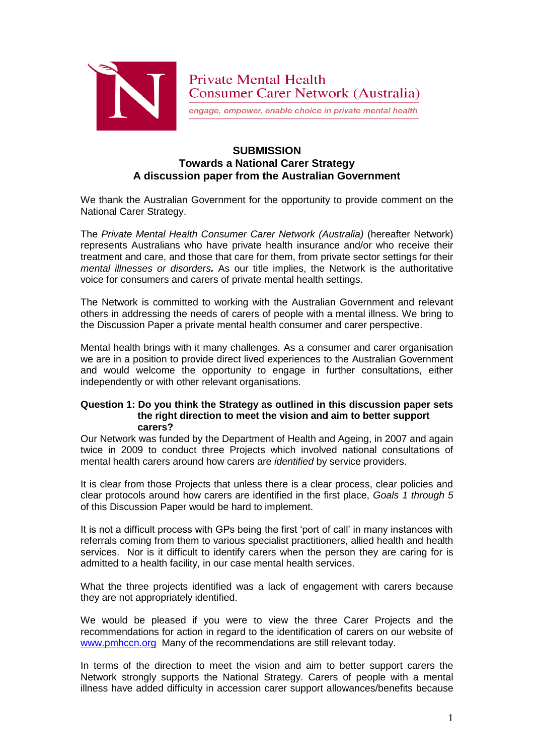Private Mental Health
Consumer Carer Network (Australia)

*engage, empower, enable choice in private mental health*

## SUBMISSION
## Towards a National Carer Strategy
## A discussion paper from the Australian Government

We thank the Australian Government for the opportunity to provide comment on the National Carer Strategy.

The *Private Mental Health Consumer Carer Network (Australia)* (hereafter Network) represents Australians who have private health insurance and/or who receive their treatment and care, and those that care for them, from private sector settings for their *mental illnesses or disorders.* As our title implies, the Network is the authoritative voice for consumers and carers of private mental health settings.

The Network is committed to working with the Australian Government and relevant others in addressing the needs of carers of people with a mental illness. We bring to the Discussion Paper a private mental health consumer and carer perspective.

Mental health brings with it many challenges. As a consumer and carer organisation we are in a position to provide direct lived experiences to the Australian Government and would welcome the opportunity to engage in further consultations, either independently or with other relevant organisations.

**Question 1: Do you think the Strategy as outlined in this discussion paper sets the right direction to meet the vision and aim to better support carers?**

Our Network was funded by the Department of Health and Ageing, in 2007 and again twice in 2009 to conduct three Projects which involved national consultations of mental health carers around how carers are *identified* by service providers.

It is clear from those Projects that unless there is a clear process, clear policies and clear protocols around how carers are identified in the first place, *Goals 1 through 5* of this Discussion Paper would be hard to implement.

It is not a difficult process with GPs being the first 'port of call' in many instances with referrals coming from them to various specialist practitioners, allied health and health services. Nor is it difficult to identify carers when the person they are caring for is admitted to a health facility, in our case mental health services.

What the three projects identified was a lack of engagement with carers because they are not appropriately identified.

We would be pleased if you were to view the three Carer Projects and the recommendations for action in regard to the identification of carers on our website of www.pmhccn.org Many of the recommendations are still relevant today.

In terms of the direction to meet the vision and aim to better support carers the Network strongly supports the National Strategy. Carers of people with a mental illness have added difficulty in accession carer support allowances/benefits because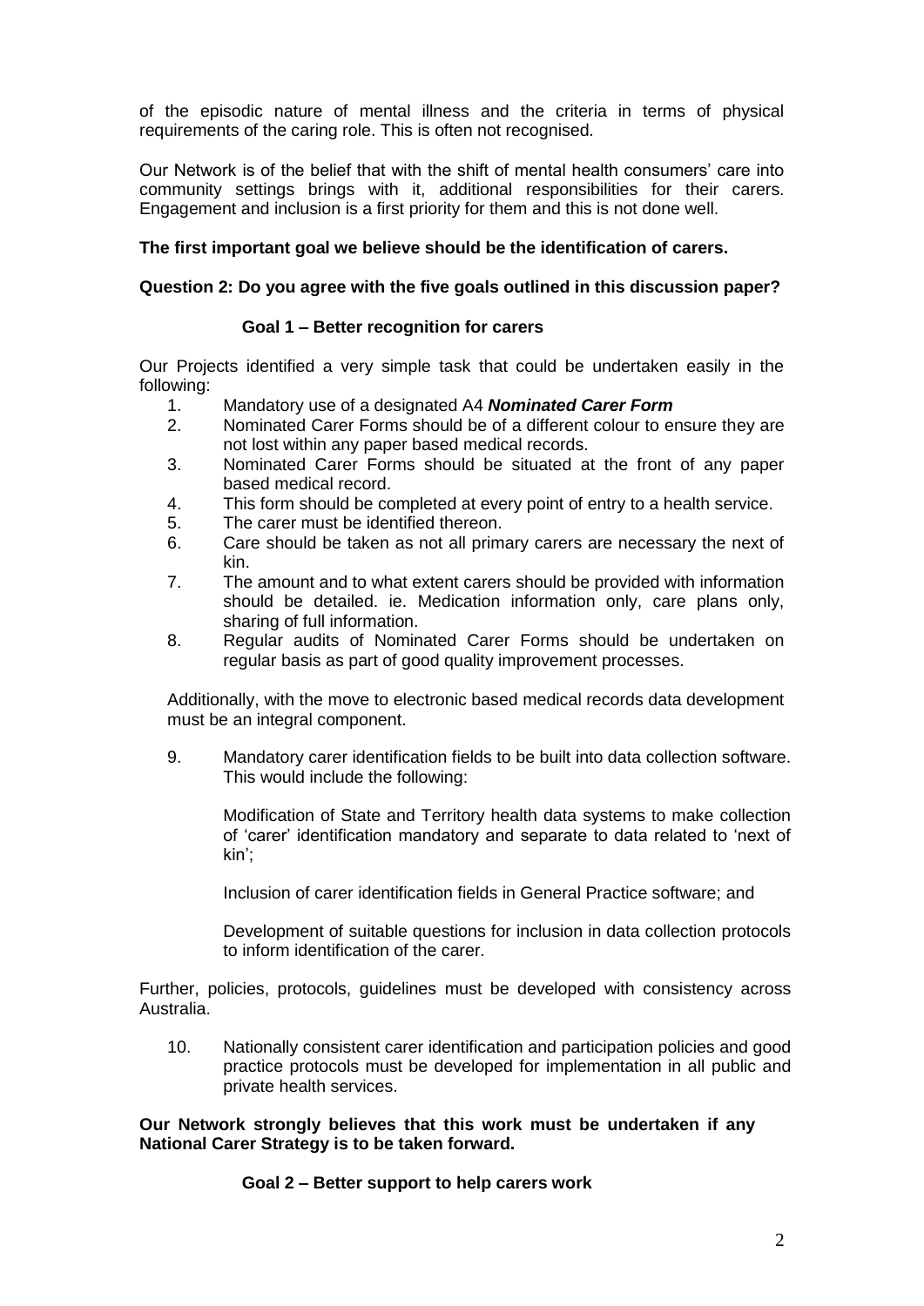of the episodic nature of mental illness and the criteria in terms of physical requirements of the caring role. This is often not recognised.

Our Network is of the belief that with the shift of mental health consumers' care into community settings brings with it, additional responsibilities for their carers. Engagement and inclusion is a first priority for them and this is not done well.

**The first important goal we believe should be the identification of carers.**

**Question 2: Do you agree with the five goals outlined in this discussion paper?**

**Goal 1 – Better recognition for carers**

Our Projects identified a very simple task that could be undertaken easily in the following:

1. Mandatory use of a designated A4 ***Nominated Carer Form***
2. Nominated Carer Forms should be of a different colour to ensure they are not lost within any paper based medical records.
3. Nominated Carer Forms should be situated at the front of any paper based medical record.
4. This form should be completed at every point of entry to a health service.
5. The carer must be identified thereon.
6. Care should be taken as not all primary carers are necessary the next of kin.
7. The amount and to what extent carers should be provided with information should be detailed. ie. Medication information only, care plans only, sharing of full information.
8. Regular audits of Nominated Carer Forms should be undertaken on regular basis as part of good quality improvement processes.

Additionally, with the move to electronic based medical records data development must be an integral component.

9. Mandatory carer identification fields to be built into data collection software. This would include the following:

   Modification of State and Territory health data systems to make collection of 'carer' identification mandatory and separate to data related to 'next of kin';

   Inclusion of carer identification fields in General Practice software; and

   Development of suitable questions for inclusion in data collection protocols to inform identification of the carer.

Further, policies, protocols, guidelines must be developed with consistency across Australia.

10. Nationally consistent carer identification and participation policies and good practice protocols must be developed for implementation in all public and private health services.

**Our Network strongly believes that this work must be undertaken if any National Carer Strategy is to be taken forward.**

**Goal 2 – Better support to help carers work**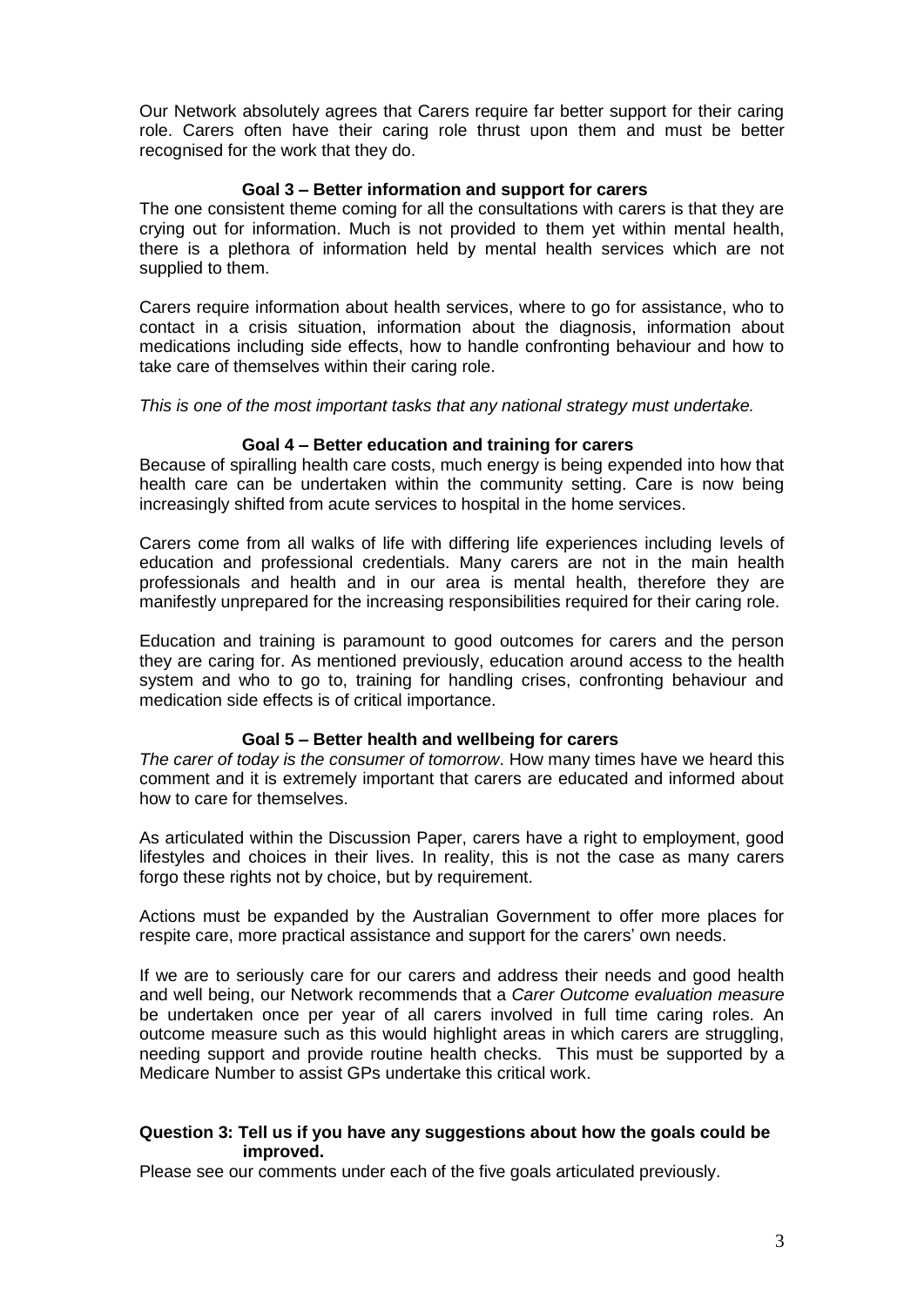Our Network absolutely agrees that Carers require far better support for their caring role. Carers often have their caring role thrust upon them and must be better recognised for the work that they do.

### Goal 3 – Better information and support for carers

The one consistent theme coming for all the consultations with carers is that they are crying out for information. Much is not provided to them yet within mental health, there is a plethora of information held by mental health services which are not supplied to them.

Carers require information about health services, where to go for assistance, who to contact in a crisis situation, information about the diagnosis, information about medications including side effects, how to handle confronting behaviour and how to take care of themselves within their caring role.

*This is one of the most important tasks that any national strategy must undertake.*

### Goal 4 – Better education and training for carers

Because of spiralling health care costs, much energy is being expended into how that health care can be undertaken within the community setting. Care is now being increasingly shifted from acute services to hospital in the home services.

Carers come from all walks of life with differing life experiences including levels of education and professional credentials. Many carers are not in the main health professionals and health and in our area is mental health, therefore they are manifestly unprepared for the increasing responsibilities required for their caring role.

Education and training is paramount to good outcomes for carers and the person they are caring for. As mentioned previously, education around access to the health system and who to go to, training for handling crises, confronting behaviour and medication side effects is of critical importance.

### Goal 5 – Better health and wellbeing for carers

*The carer of today is the consumer of tomorrow*. How many times have we heard this comment and it is extremely important that carers are educated and informed about how to care for themselves.

As articulated within the Discussion Paper, carers have a right to employment, good lifestyles and choices in their lives. In reality, this is not the case as many carers forgo these rights not by choice, but by requirement.

Actions must be expanded by the Australian Government to offer more places for respite care, more practical assistance and support for the carers' own needs.

If we are to seriously care for our carers and address their needs and good health and well being, our Network recommends that a *Carer Outcome evaluation measure* be undertaken once per year of all carers involved in full time caring roles. An outcome measure such as this would highlight areas in which carers are struggling, needing support and provide routine health checks. This must be supported by a Medicare Number to assist GPs undertake this critical work.

**Question 3: Tell us if you have any suggestions about how the goals could be improved.**

Please see our comments under each of the five goals articulated previously.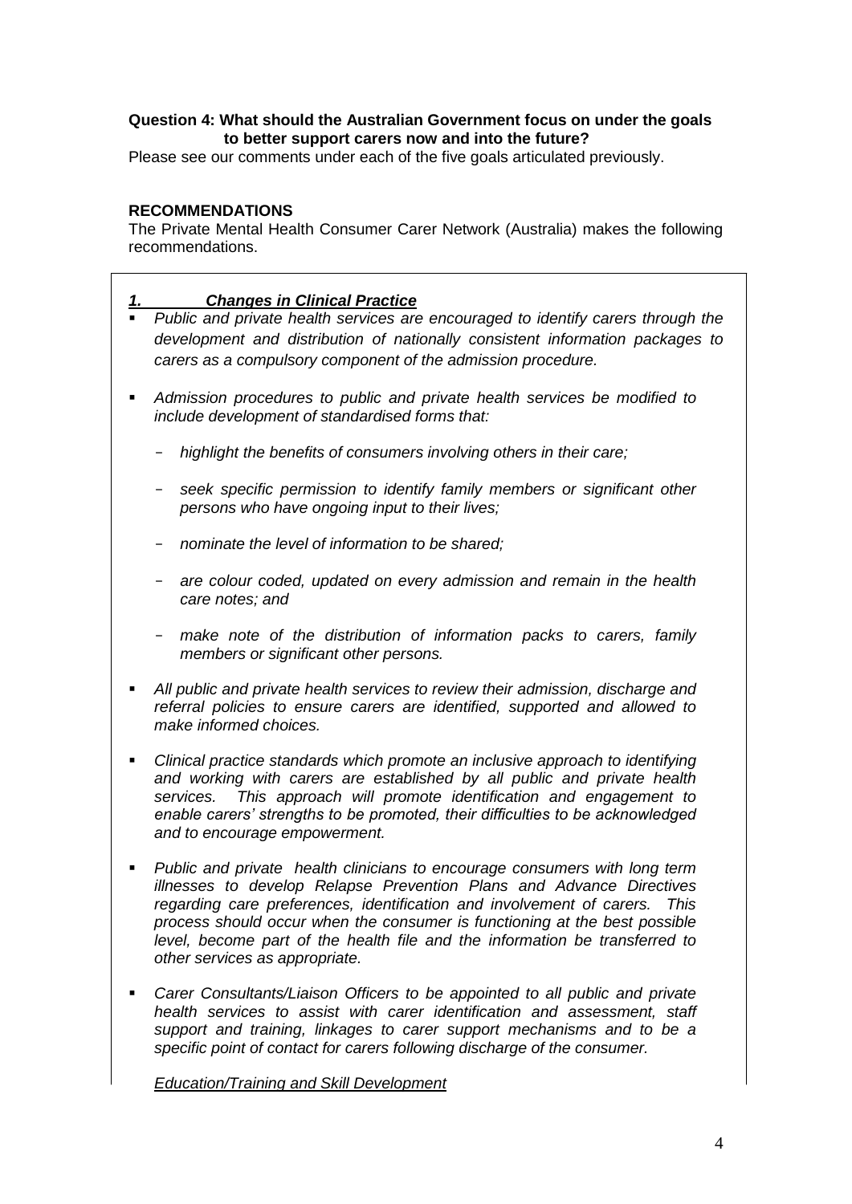**Question 4: What should the Australian Government focus on under the goals to better support carers now and into the future?**

Please see our comments under each of the five goals articulated previously.

**RECOMMENDATIONS**

The Private Mental Health Consumer Carer Network (Australia) makes the following recommendations.

***1. Changes in Clinical Practice***

- *Public and private health services are encouraged to identify carers through the development and distribution of nationally consistent information packages to carers as a compulsory component of the admission procedure.*
- *Admission procedures to public and private health services be modified to include development of standardised forms that:*
  - *highlight the benefits of consumers involving others in their care;*
  - *seek specific permission to identify family members or significant other persons who have ongoing input to their lives;*
  - *nominate the level of information to be shared;*
  - *are colour coded, updated on every admission and remain in the health care notes; and*
  - *make note of the distribution of information packs to carers, family members or significant other persons.*
- *All public and private health services to review their admission, discharge and referral policies to ensure carers are identified, supported and allowed to make informed choices.*
- *Clinical practice standards which promote an inclusive approach to identifying and working with carers are established by all public and private health services. This approach will promote identification and engagement to enable carers' strengths to be promoted, their difficulties to be acknowledged and to encourage empowerment.*
- *Public and private health clinicians to encourage consumers with long term illnesses to develop Relapse Prevention Plans and Advance Directives regarding care preferences, identification and involvement of carers. This process should occur when the consumer is functioning at the best possible level, become part of the health file and the information be transferred to other services as appropriate.*
- *Carer Consultants/Liaison Officers to be appointed to all public and private health services to assist with carer identification and assessment, staff support and training, linkages to carer support mechanisms and to be a specific point of contact for carers following discharge of the consumer.*

*Education/Training and Skill Development*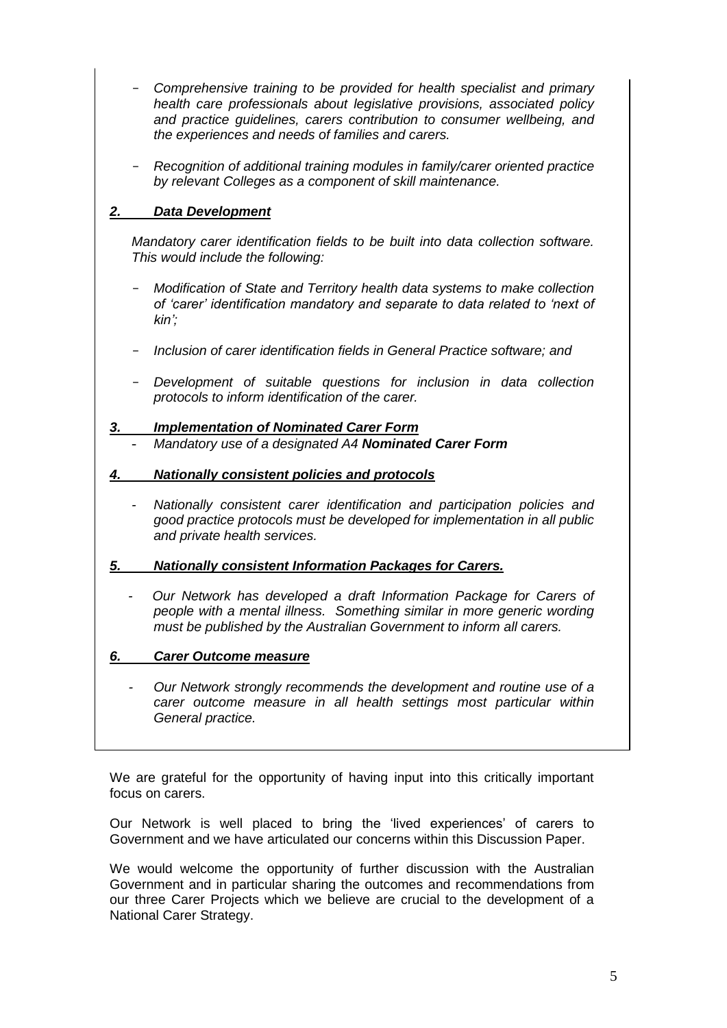- *Comprehensive training to be provided for health specialist and primary health care professionals about legislative provisions, associated policy and practice guidelines, carers contribution to consumer wellbeing, and the experiences and needs of families and carers.*

- *Recognition of additional training modules in family/carer oriented practice by relevant Colleges as a component of skill maintenance.*

***2. Data Development***

*Mandatory carer identification fields to be built into data collection software. This would include the following:*

- *Modification of State and Territory health data systems to make collection of 'carer' identification mandatory and separate to data related to 'next of kin';*

- *Inclusion of carer identification fields in General Practice software; and*

- *Development of suitable questions for inclusion in data collection protocols to inform identification of the carer.*

***3. Implementation of Nominated Carer Form***

- *Mandatory use of a designated A4 **Nominated Carer Form***

***4. Nationally consistent policies and protocols***

- *Nationally consistent carer identification and participation policies and good practice protocols must be developed for implementation in all public and private health services.*

***5. Nationally consistent Information Packages for Carers.***

- *Our Network has developed a draft Information Package for Carers of people with a mental illness. Something similar in more generic wording must be published by the Australian Government to inform all carers.*

***6. Carer Outcome measure***

- *Our Network strongly recommends the development and routine use of a carer outcome measure in all health settings most particular within General practice.*

We are grateful for the opportunity of having input into this critically important focus on carers.

Our Network is well placed to bring the 'lived experiences' of carers to Government and we have articulated our concerns within this Discussion Paper.

We would welcome the opportunity of further discussion with the Australian Government and in particular sharing the outcomes and recommendations from our three Carer Projects which we believe are crucial to the development of a National Carer Strategy.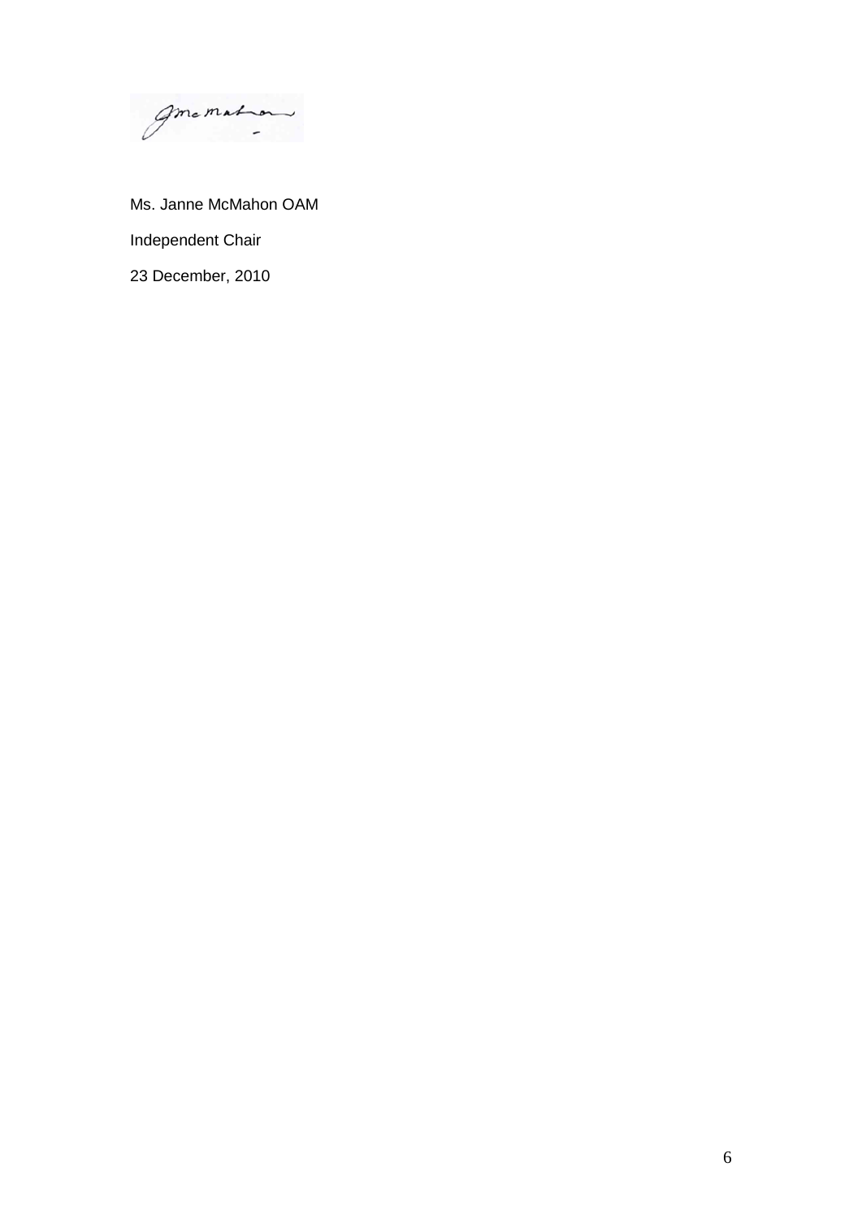Ms. Janne McMahon OAM

Independent Chair

23 December, 2010